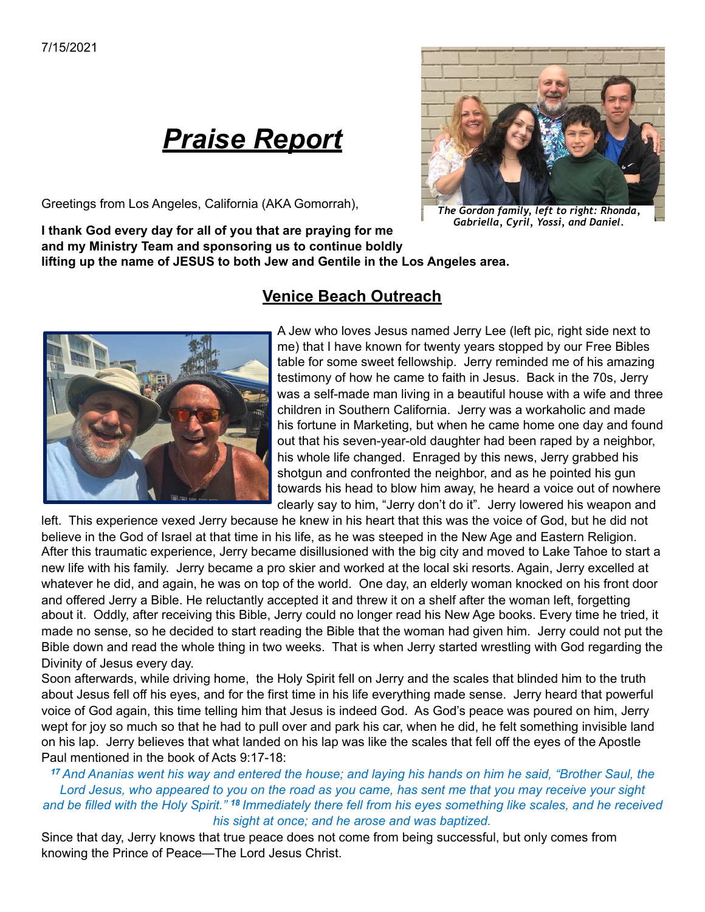7/15/2021

# *Praise Report*

*The Gordon family, left to right: Rhonda, Gabriella, Cyril, Yossi, and Daniel.*

Greetings from Los Angeles, California (AKA Gomorrah),

**I thank God every day for all of you that are praying for me and my Ministry Team and sponsoring us to continue boldly lifting up the name of JESUS to both Jew and Gentile in the Los Angeles area.**

## Venice Beach Outreach

A Jew who loves Jesus named Jerry Lee (left pic, right side next to me) that I have known for twenty years stopped by our Free Bibles table for some sweet fellowship. Jerry reminded me of his amazing testimony of how he came to faith in Jesus. Back in the 70s, Jerry was a self-made man living in a beautiful house with a wife and three children in Southern California. Jerry was a workaholic and made his fortune in Marketing, but when he came home one day and found out that his seven-year-old daughter had been raped by a neighbor, his whole life changed. Enraged by this news, Jerry grabbed his shotgun and confronted the neighbor, and as he pointed his gun towards his head to blow him away, he heard a voice out of nowhere clearly say to him, "Jerry don't do it". Jerry lowered his weapon and left. This experience vexed Jerry because he knew in his heart that this was the voice of God, but he did not believe in the God of Israel at that time in his life, as he was steeped in the New Age and Eastern Religion. After this traumatic experience, Jerry became disillusioned with the big city and moved to Lake Tahoe to start a new life with his family. Jerry became a pro skier and worked at the local ski resorts. Again, Jerry excelled at whatever he did, and again, he was on top of the world. One day, an elderly woman knocked on his front door and offered Jerry a Bible. He reluctantly accepted it and threw it on a shelf after the woman left, forgetting about it. Oddly, after receiving this Bible, Jerry could no longer read his New Age books. Every time he tried, it made no sense, so he decided to start reading the Bible that the woman had given him. Jerry could not put the Bible down and read the whole thing in two weeks. That is when Jerry started wrestling with God regarding the Divinity of Jesus every day.

Soon afterwards, while driving home, the Holy Spirit fell on Jerry and the scales that blinded him to the truth about Jesus fell off his eyes, and for the first time in his life everything made sense. Jerry heard that powerful voice of God again, this time telling him that Jesus is indeed God. As God's peace was poured on him, Jerry wept for joy so much so that he had to pull over and park his car, when he did, he felt something invisible land on his lap. Jerry believes that what landed on his lap was like the scales that fell off the eyes of the Apostle Paul mentioned in the book of Acts 9:17-18:

*17 And Ananias went his way and entered the house; and laying his hands on him he said, "Brother Saul, the Lord Jesus, who appeared to you on the road as you came, has sent me that you may receive your sight and be filled with the Holy Spirit." 18 Immediately there fell from his eyes something like scales, and he received his sight at once; and he arose and was baptized.*

Since that day, Jerry knows that true peace does not come from being successful, but only comes from knowing the Prince of Peace—The Lord Jesus Christ.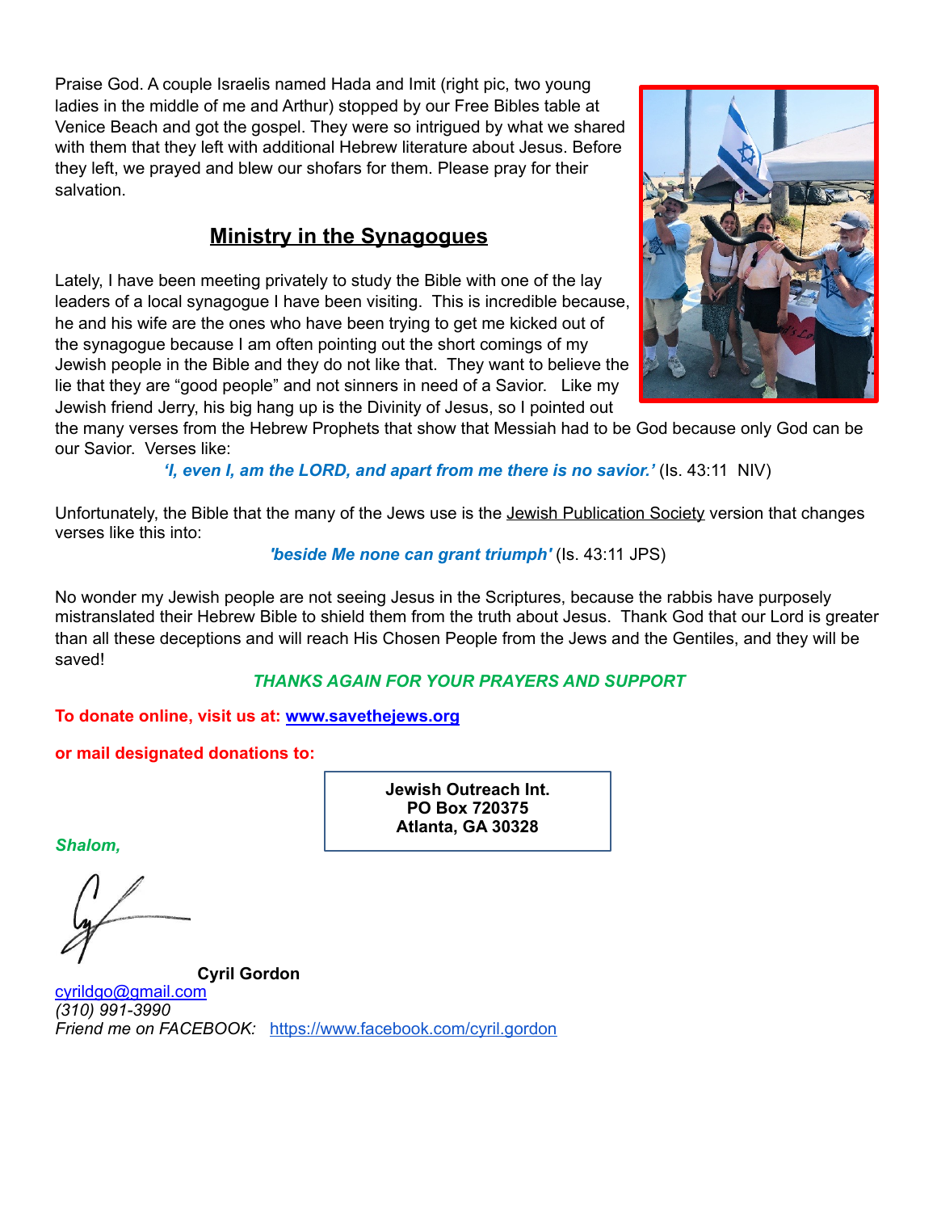Praise God. A couple Israelis named Hada and Imit (right pic, two young ladies in the middle of me and Arthur) stopped by our Free Bibles table at Venice Beach and got the gospel. They were so intrigued by what we shared with them that they left with additional Hebrew literature about Jesus. Before they left, we prayed and blew our shofars for them. Please pray for their salvation.

## Ministry in the Synagogues

Lately, I have been meeting privately to study the Bible with one of the lay leaders of a local synagogue I have been visiting. This is incredible because, he and his wife are the ones who have been trying to get me kicked out of the synagogue because I am often pointing out the short comings of my Jewish people in the Bible and they do not like that. They want to believe the lie that they are "good people" and not sinners in need of a Savior. Like my Jewish friend Jerry, his big hang up is the Divinity of Jesus, so I pointed out the many verses from the Hebrew Prophets that show that Messiah had to be God because only God can be our Savior. Verses like:

***'I, even I, am the LORD, and apart from me there is no savior.'*** (Is. 43:11 NIV)

Unfortunately, the Bible that the many of the Jews use is the Jewish Publication Society version that changes verses like this into:

***'beside Me none can grant triumph'*** (Is. 43:11 JPS)

No wonder my Jewish people are not seeing Jesus in the Scriptures, because the rabbis have purposely mistranslated their Hebrew Bible to shield them from the truth about Jesus. Thank God that our Lord is greater than all these deceptions and will reach His Chosen People from the Jews and the Gentiles, and they will be saved!

***THANKS AGAIN FOR YOUR PRAYERS AND SUPPORT***

**To donate online, visit us at: [www.savethejews.org](www.savethejews.org)**

**or mail designated donations to:**

**Jewish Outreach Int.**
**PO Box 720375**
**Atlanta, GA 30328**

***Shalom,***

**Cyril Gordon**
cyrildgo@gmail.com
*(310) 991-3990*
*Friend me on FACEBOOK:* https://www.facebook.com/cyril.gordon